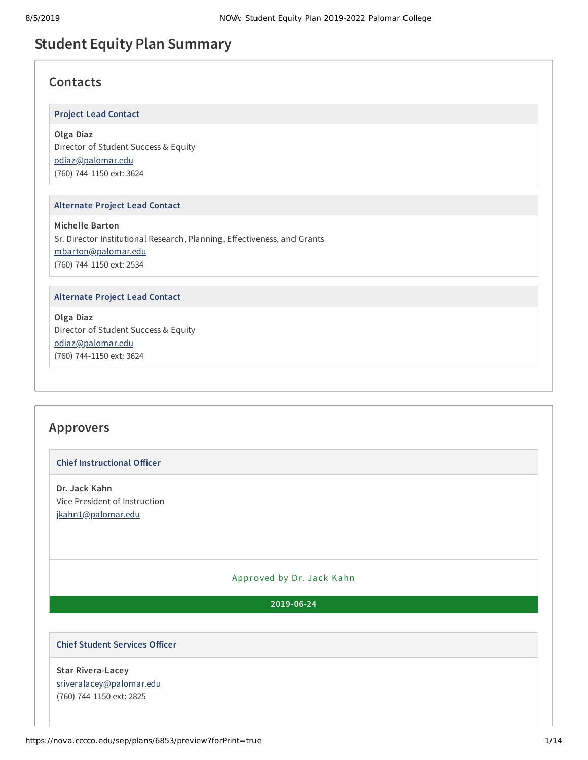# Student Equity Plan Summary

## Contacts

### Project Lead Contact

**Olga Diaz**
Director of Student Success & Equity
odiaz@palomar.edu
(760) 744-1150 ext: 3624

### Alternate Project Lead Contact

**Michelle Barton**
Sr. Director Institutional Research, Planning, Effectiveness, and Grants
mbarton@palomar.edu
(760) 744-1150 ext: 2534

### Alternate Project Lead Contact

**Olga Diaz**
Director of Student Success & Equity
odiaz@palomar.edu
(760) 744-1150 ext: 3624

## Approvers

### Chief Instructional Officer

**Dr. Jack Kahn**
Vice President of Instruction
jkahn1@palomar.edu

Approved by Dr. Jack Kahn

**2019-06-24**

### Chief Student Services Officer

**Star Rivera-Lacey**
sriveralacey@palomar.edu
(760) 744-1150 ext: 2825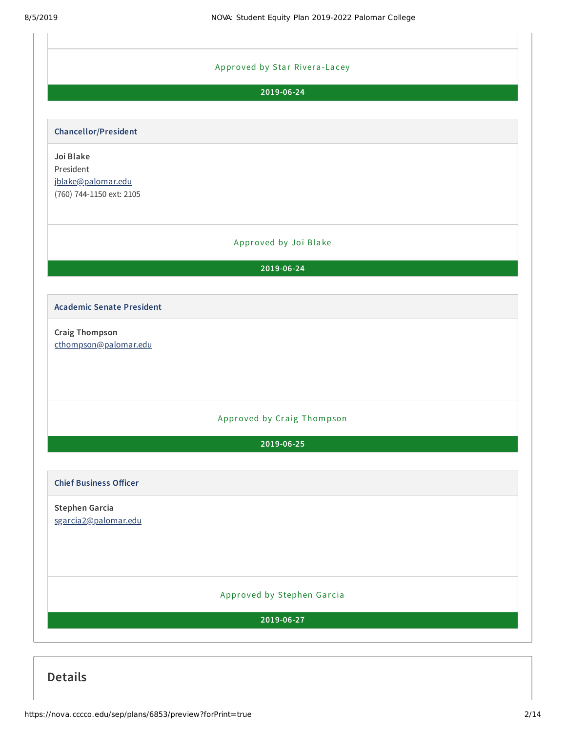Approved by Star Rivera-Lacey

**2019-06-24**

### Chancellor/President

**Joi Blake**
President
jblake@palomar.edu
(760) 744-1150 ext: 2105

Approved by Joi Blake

**2019-06-24**

### Academic Senate President

**Craig Thompson**
cthompson@palomar.edu

Approved by Craig Thompson

**2019-06-25**

### Chief Business Officer

**Stephen Garcia**
sgarcia2@palomar.edu

Approved by Stephen Garcia

**2019-06-27**

## Details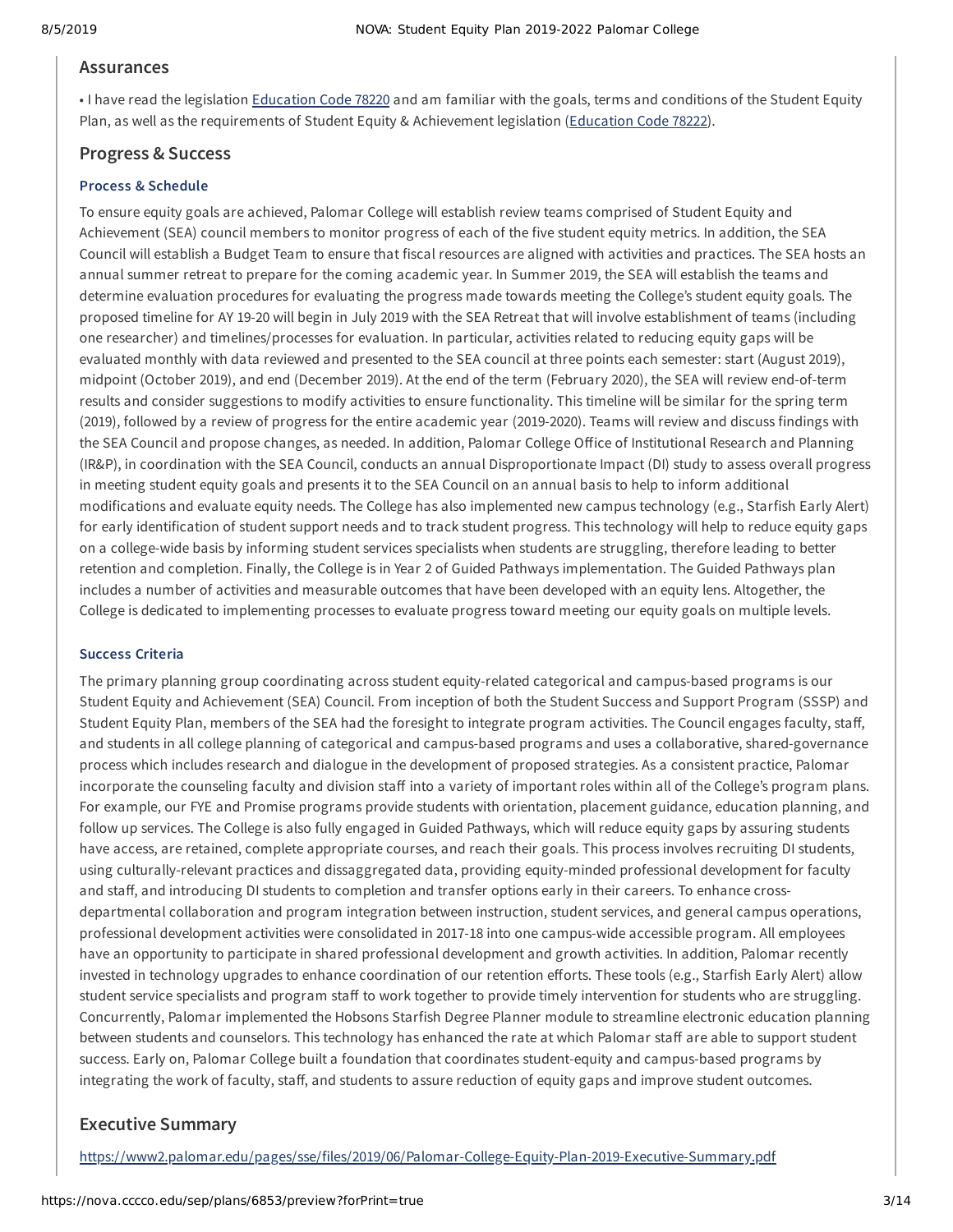## Assurances

• I have read the legislation [Education Code 78220](#) and am familiar with the goals, terms and conditions of the Student Equity Plan, as well as the requirements of Student Equity & Achievement legislation ([Education Code 78222](#)).

## Progress & Success

### Process & Schedule

To ensure equity goals are achieved, Palomar College will establish review teams comprised of Student Equity and Achievement (SEA) council members to monitor progress of each of the five student equity metrics. In addition, the SEA Council will establish a Budget Team to ensure that fiscal resources are aligned with activities and practices. The SEA hosts an annual summer retreat to prepare for the coming academic year. In Summer 2019, the SEA will establish the teams and determine evaluation procedures for evaluating the progress made towards meeting the College's student equity goals. The proposed timeline for AY 19-20 will begin in July 2019 with the SEA Retreat that will involve establishment of teams (including one researcher) and timelines/processes for evaluation. In particular, activities related to reducing equity gaps will be evaluated monthly with data reviewed and presented to the SEA council at three points each semester: start (August 2019), midpoint (October 2019), and end (December 2019). At the end of the term (February 2020), the SEA will review end-of-term results and consider suggestions to modify activities to ensure functionality. This timeline will be similar for the spring term (2019), followed by a review of progress for the entire academic year (2019-2020). Teams will review and discuss findings with the SEA Council and propose changes, as needed. In addition, Palomar College Office of Institutional Research and Planning (IR&P), in coordination with the SEA Council, conducts an annual Disproportionate Impact (DI) study to assess overall progress in meeting student equity goals and presents it to the SEA Council on an annual basis to help to inform additional modifications and evaluate equity needs. The College has also implemented new campus technology (e.g., Starfish Early Alert) for early identification of student support needs and to track student progress. This technology will help to reduce equity gaps on a college-wide basis by informing student services specialists when students are struggling, therefore leading to better retention and completion. Finally, the College is in Year 2 of Guided Pathways implementation. The Guided Pathways plan includes a number of activities and measurable outcomes that have been developed with an equity lens. Altogether, the College is dedicated to implementing processes to evaluate progress toward meeting our equity goals on multiple levels.

### Success Criteria

The primary planning group coordinating across student equity-related categorical and campus-based programs is our Student Equity and Achievement (SEA) Council. From inception of both the Student Success and Support Program (SSSP) and Student Equity Plan, members of the SEA had the foresight to integrate program activities. The Council engages faculty, staff, and students in all college planning of categorical and campus-based programs and uses a collaborative, shared-governance process which includes research and dialogue in the development of proposed strategies. As a consistent practice, Palomar incorporate the counseling faculty and division staff into a variety of important roles within all of the College's program plans. For example, our FYE and Promise programs provide students with orientation, placement guidance, education planning, and follow up services. The College is also fully engaged in Guided Pathways, which will reduce equity gaps by assuring students have access, are retained, complete appropriate courses, and reach their goals. This process involves recruiting DI students, using culturally-relevant practices and dissaggregated data, providing equity-minded professional development for faculty and staff, and introducing DI students to completion and transfer options early in their careers. To enhance cross-departmental collaboration and program integration between instruction, student services, and general campus operations, professional development activities were consolidated in 2017-18 into one campus-wide accessible program. All employees have an opportunity to participate in shared professional development and growth activities. In addition, Palomar recently invested in technology upgrades to enhance coordination of our retention efforts. These tools (e.g., Starfish Early Alert) allow student service specialists and program staff to work together to provide timely intervention for students who are struggling. Concurrently, Palomar implemented the Hobsons Starfish Degree Planner module to streamline electronic education planning between students and counselors. This technology has enhanced the rate at which Palomar staff are able to support student success. Early on, Palomar College built a foundation that coordinates student-equity and campus-based programs by integrating the work of faculty, staff, and students to assure reduction of equity gaps and improve student outcomes.

## Executive Summary

https://www2.palomar.edu/pages/sse/files/2019/06/Palomar-College-Equity-Plan-2019-Executive-Summary.pdf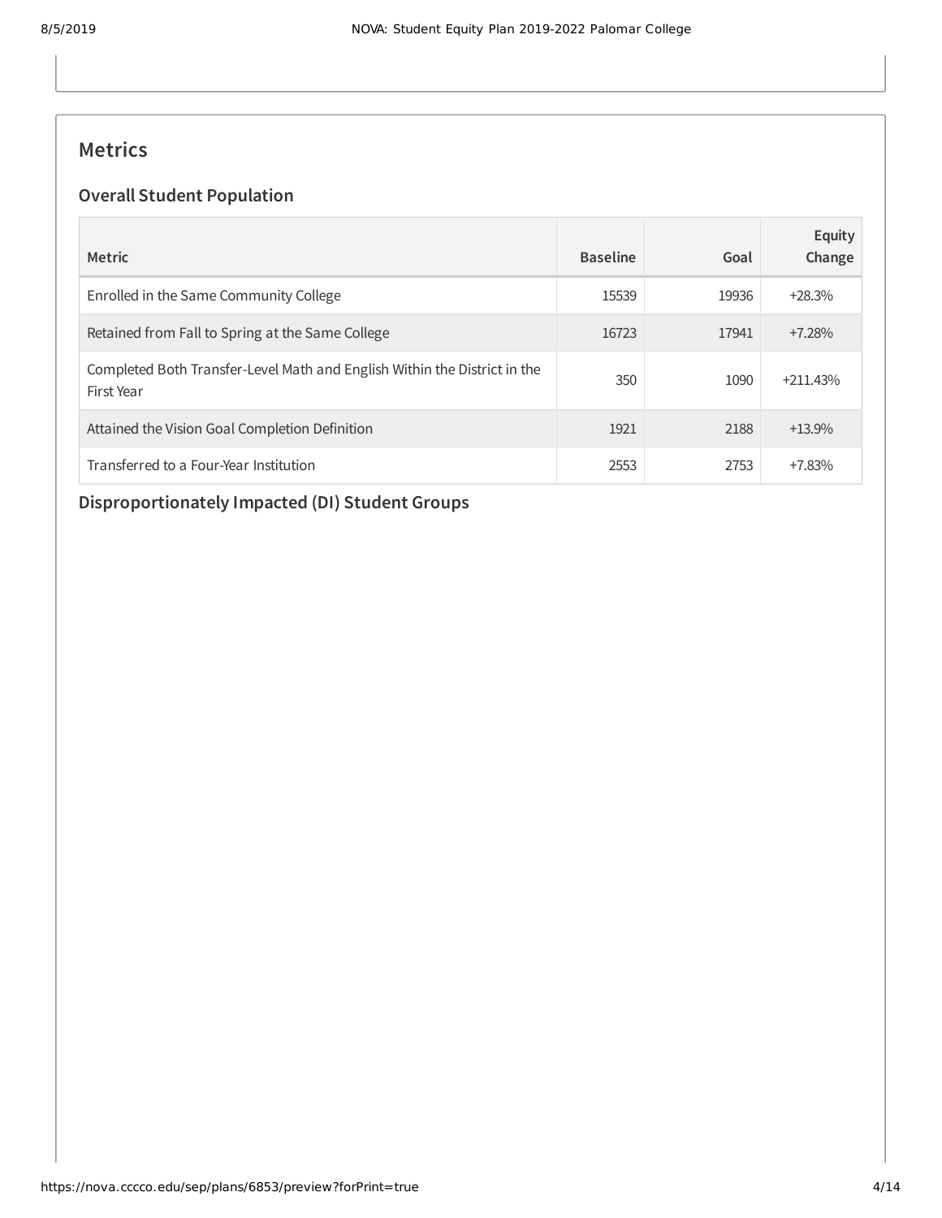## Metrics

### Overall Student Population

| Metric | Baseline | Goal | Equity Change |
|---|---|---|---|
| Enrolled in the Same Community College | 15539 | 19936 | +28.3% |
| Retained from Fall to Spring at the Same College | 16723 | 17941 | +7.28% |
| Completed Both Transfer-Level Math and English Within the District in the First Year | 350 | 1090 | +211.43% |
| Attained the Vision Goal Completion Definition | 1921 | 2188 | +13.9% |
| Transferred to a Four-Year Institution | 2553 | 2753 | +7.83% |

### Disproportionately Impacted (DI) Student Groups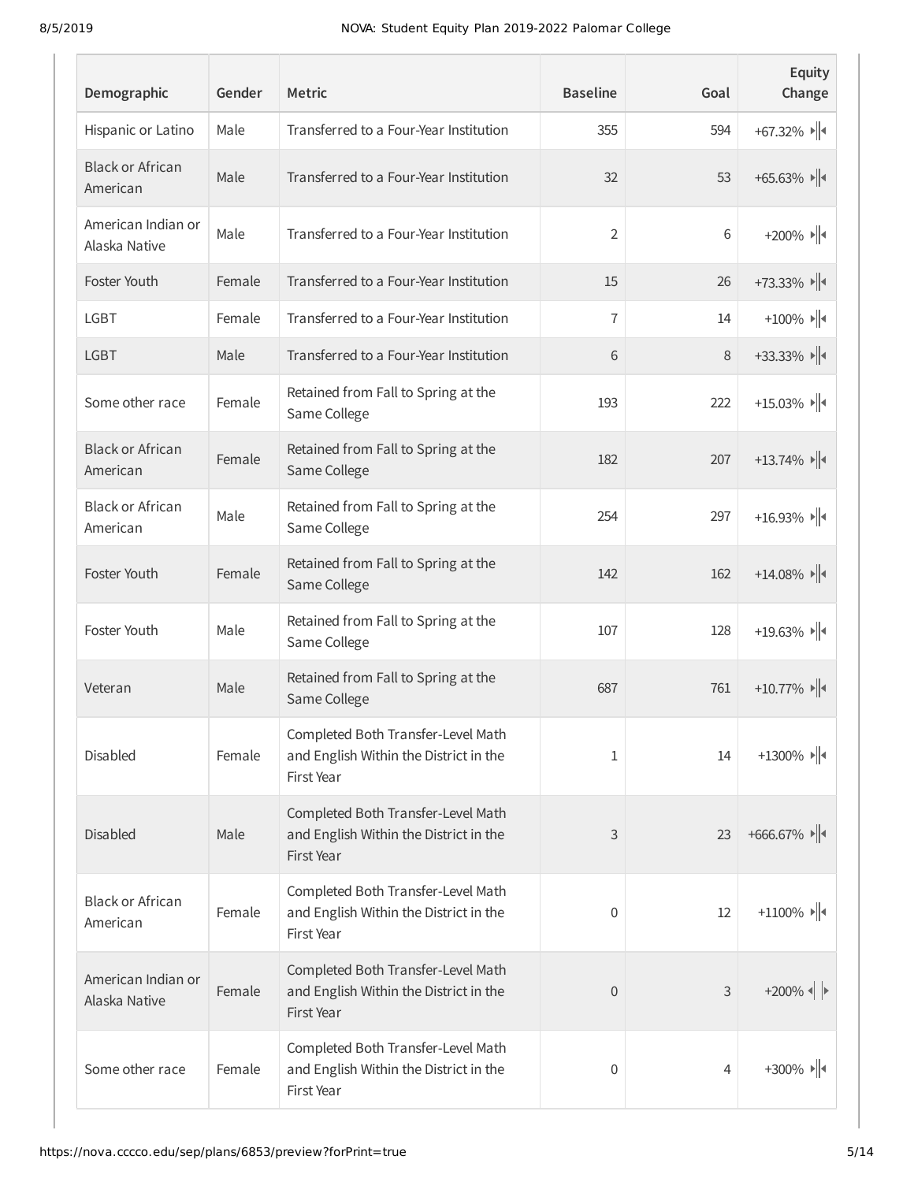| Demographic | Gender | Metric | Baseline | Goal | Equity Change |
|---|---|---|---|---|---|
| Hispanic or Latino | Male | Transferred to a Four-Year Institution | 355 | 594 | +67.32% |
| Black or African American | Male | Transferred to a Four-Year Institution | 32 | 53 | +65.63% |
| American Indian or Alaska Native | Male | Transferred to a Four-Year Institution | 2 | 6 | +200% |
| Foster Youth | Female | Transferred to a Four-Year Institution | 15 | 26 | +73.33% |
| LGBT | Female | Transferred to a Four-Year Institution | 7 | 14 | +100% |
| LGBT | Male | Transferred to a Four-Year Institution | 6 | 8 | +33.33% |
| Some other race | Female | Retained from Fall to Spring at the Same College | 193 | 222 | +15.03% |
| Black or African American | Female | Retained from Fall to Spring at the Same College | 182 | 207 | +13.74% |
| Black or African American | Male | Retained from Fall to Spring at the Same College | 254 | 297 | +16.93% |
| Foster Youth | Female | Retained from Fall to Spring at the Same College | 142 | 162 | +14.08% |
| Foster Youth | Male | Retained from Fall to Spring at the Same College | 107 | 128 | +19.63% |
| Veteran | Male | Retained from Fall to Spring at the Same College | 687 | 761 | +10.77% |
| Disabled | Female | Completed Both Transfer-Level Math and English Within the District in the First Year | 1 | 14 | +1300% |
| Disabled | Male | Completed Both Transfer-Level Math and English Within the District in the First Year | 3 | 23 | +666.67% |
| Black or African American | Female | Completed Both Transfer-Level Math and English Within the District in the First Year | 0 | 12 | +1100% |
| American Indian or Alaska Native | Female | Completed Both Transfer-Level Math and English Within the District in the First Year | 0 | 3 | +200% |
| Some other race | Female | Completed Both Transfer-Level Math and English Within the District in the First Year | 0 | 4 | +300% |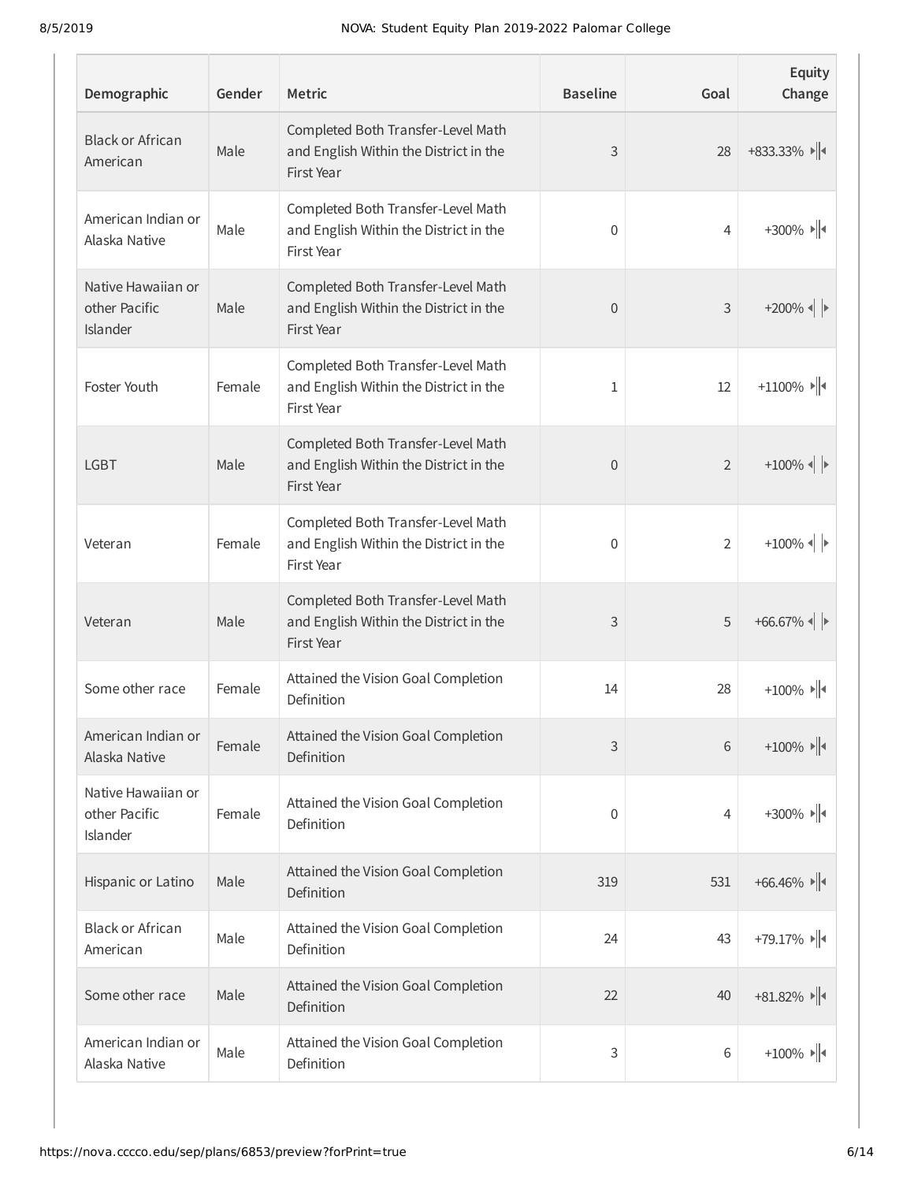| Demographic | Gender | Metric | Baseline | Goal | Equity Change |
|---|---|---|---|---|---|
| Black or African American | Male | Completed Both Transfer-Level Math and English Within the District in the First Year | 3 | 28 | +833.33% |
| American Indian or Alaska Native | Male | Completed Both Transfer-Level Math and English Within the District in the First Year | 0 | 4 | +300% |
| Native Hawaiian or other Pacific Islander | Male | Completed Both Transfer-Level Math and English Within the District in the First Year | 0 | 3 | +200% |
| Foster Youth | Female | Completed Both Transfer-Level Math and English Within the District in the First Year | 1 | 12 | +1100% |
| LGBT | Male | Completed Both Transfer-Level Math and English Within the District in the First Year | 0 | 2 | +100% |
| Veteran | Female | Completed Both Transfer-Level Math and English Within the District in the First Year | 0 | 2 | +100% |
| Veteran | Male | Completed Both Transfer-Level Math and English Within the District in the First Year | 3 | 5 | +66.67% |
| Some other race | Female | Attained the Vision Goal Completion Definition | 14 | 28 | +100% |
| American Indian or Alaska Native | Female | Attained the Vision Goal Completion Definition | 3 | 6 | +100% |
| Native Hawaiian or other Pacific Islander | Female | Attained the Vision Goal Completion Definition | 0 | 4 | +300% |
| Hispanic or Latino | Male | Attained the Vision Goal Completion Definition | 319 | 531 | +66.46% |
| Black or African American | Male | Attained the Vision Goal Completion Definition | 24 | 43 | +79.17% |
| Some other race | Male | Attained the Vision Goal Completion Definition | 22 | 40 | +81.82% |
| American Indian or Alaska Native | Male | Attained the Vision Goal Completion Definition | 3 | 6 | +100% |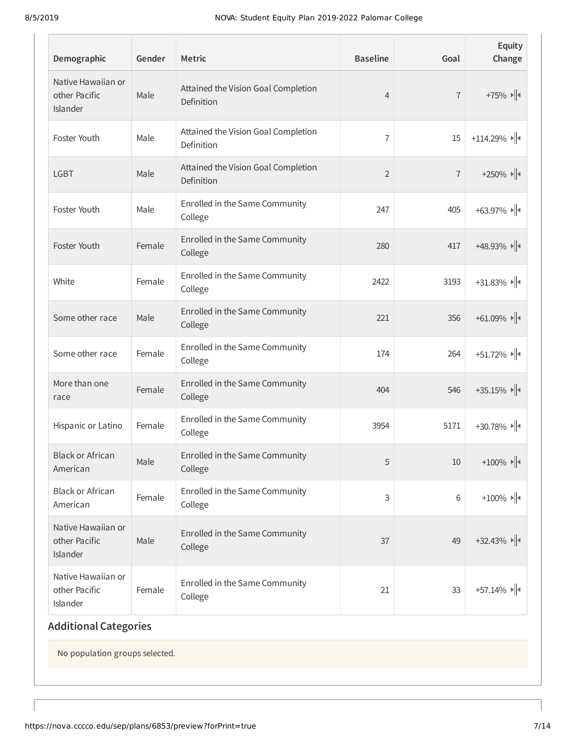| Demographic | Gender | Metric | Baseline | Goal | Equity Change |
|---|---|---|---|---|---|
| Native Hawaiian or other Pacific Islander | Male | Attained the Vision Goal Completion Definition | 4 | 7 | +75% |
| Foster Youth | Male | Attained the Vision Goal Completion Definition | 7 | 15 | +114.29% |
| LGBT | Male | Attained the Vision Goal Completion Definition | 2 | 7 | +250% |
| Foster Youth | Male | Enrolled in the Same Community College | 247 | 405 | +63.97% |
| Foster Youth | Female | Enrolled in the Same Community College | 280 | 417 | +48.93% |
| White | Female | Enrolled in the Same Community College | 2422 | 3193 | +31.83% |
| Some other race | Male | Enrolled in the Same Community College | 221 | 356 | +61.09% |
| Some other race | Female | Enrolled in the Same Community College | 174 | 264 | +51.72% |
| More than one race | Female | Enrolled in the Same Community College | 404 | 546 | +35.15% |
| Hispanic or Latino | Female | Enrolled in the Same Community College | 3954 | 5171 | +30.78% |
| Black or African American | Male | Enrolled in the Same Community College | 5 | 10 | +100% |
| Black or African American | Female | Enrolled in the Same Community College | 3 | 6 | +100% |
| Native Hawaiian or other Pacific Islander | Male | Enrolled in the Same Community College | 37 | 49 | +32.43% |
| Native Hawaiian or other Pacific Islander | Female | Enrolled in the Same Community College | 21 | 33 | +57.14% |

## Additional Categories

No population groups selected.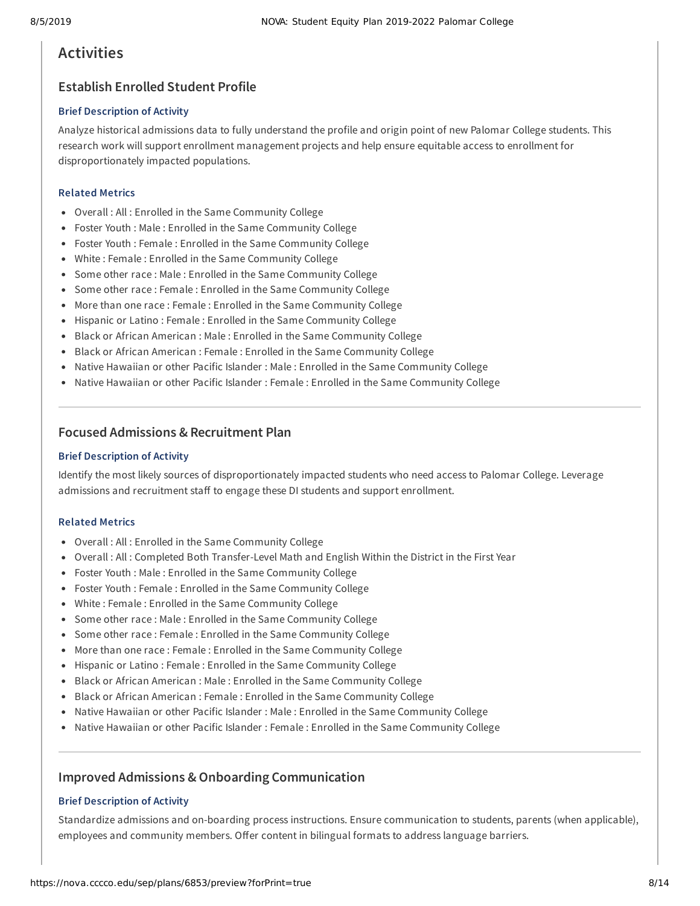## Activities

### Establish Enrolled Student Profile

#### Brief Description of Activity

Analyze historical admissions data to fully understand the profile and origin point of new Palomar College students. This research work will support enrollment management projects and help ensure equitable access to enrollment for disproportionately impacted populations.

#### Related Metrics

- Overall : All : Enrolled in the Same Community College
- Foster Youth : Male : Enrolled in the Same Community College
- Foster Youth : Female : Enrolled in the Same Community College
- White : Female : Enrolled in the Same Community College
- Some other race : Male : Enrolled in the Same Community College
- Some other race : Female : Enrolled in the Same Community College
- More than one race : Female : Enrolled in the Same Community College
- Hispanic or Latino : Female : Enrolled in the Same Community College
- Black or African American : Male : Enrolled in the Same Community College
- Black or African American : Female : Enrolled in the Same Community College
- Native Hawaiian or other Pacific Islander : Male : Enrolled in the Same Community College
- Native Hawaiian or other Pacific Islander : Female : Enrolled in the Same Community College

---

### Focused Admissions & Recruitment Plan

#### Brief Description of Activity

Identify the most likely sources of disproportionately impacted students who need access to Palomar College. Leverage admissions and recruitment staff to engage these DI students and support enrollment.

#### Related Metrics

- Overall : All : Enrolled in the Same Community College
- Overall : All : Completed Both Transfer-Level Math and English Within the District in the First Year
- Foster Youth : Male : Enrolled in the Same Community College
- Foster Youth : Female : Enrolled in the Same Community College
- White : Female : Enrolled in the Same Community College
- Some other race : Male : Enrolled in the Same Community College
- Some other race : Female : Enrolled in the Same Community College
- More than one race : Female : Enrolled in the Same Community College
- Hispanic or Latino : Female : Enrolled in the Same Community College
- Black or African American : Male : Enrolled in the Same Community College
- Black or African American : Female : Enrolled in the Same Community College
- Native Hawaiian or other Pacific Islander : Male : Enrolled in the Same Community College
- Native Hawaiian or other Pacific Islander : Female : Enrolled in the Same Community College

---

### Improved Admissions & Onboarding Communication

#### Brief Description of Activity

Standardize admissions and on-boarding process instructions. Ensure communication to students, parents (when applicable), employees and community members. Offer content in bilingual formats to address language barriers.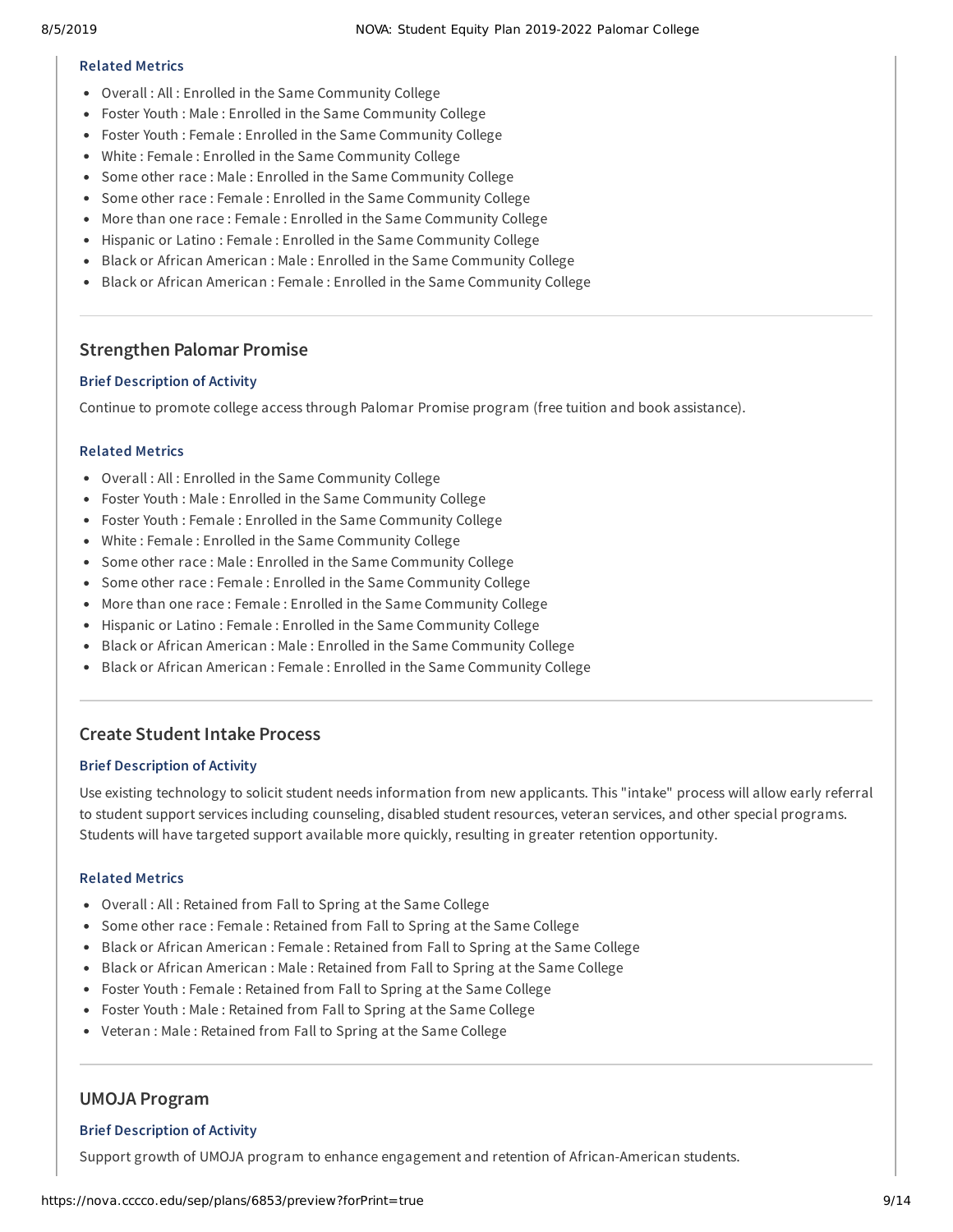#### Related Metrics

- Overall : All : Enrolled in the Same Community College
- Foster Youth : Male : Enrolled in the Same Community College
- Foster Youth : Female : Enrolled in the Same Community College
- White : Female : Enrolled in the Same Community College
- Some other race : Male : Enrolled in the Same Community College
- Some other race : Female : Enrolled in the Same Community College
- More than one race : Female : Enrolled in the Same Community College
- Hispanic or Latino : Female : Enrolled in the Same Community College
- Black or African American : Male : Enrolled in the Same Community College
- Black or African American : Female : Enrolled in the Same Community College

---

### Strengthen Palomar Promise

#### Brief Description of Activity

Continue to promote college access through Palomar Promise program (free tuition and book assistance).

#### Related Metrics

- Overall : All : Enrolled in the Same Community College
- Foster Youth : Male : Enrolled in the Same Community College
- Foster Youth : Female : Enrolled in the Same Community College
- White : Female : Enrolled in the Same Community College
- Some other race : Male : Enrolled in the Same Community College
- Some other race : Female : Enrolled in the Same Community College
- More than one race : Female : Enrolled in the Same Community College
- Hispanic or Latino : Female : Enrolled in the Same Community College
- Black or African American : Male : Enrolled in the Same Community College
- Black or African American : Female : Enrolled in the Same Community College

---

### Create Student Intake Process

#### Brief Description of Activity

Use existing technology to solicit student needs information from new applicants. This "intake" process will allow early referral to student support services including counseling, disabled student resources, veteran services, and other special programs. Students will have targeted support available more quickly, resulting in greater retention opportunity.

#### Related Metrics

- Overall : All : Retained from Fall to Spring at the Same College
- Some other race : Female : Retained from Fall to Spring at the Same College
- Black or African American : Female : Retained from Fall to Spring at the Same College
- Black or African American : Male : Retained from Fall to Spring at the Same College
- Foster Youth : Female : Retained from Fall to Spring at the Same College
- Foster Youth : Male : Retained from Fall to Spring at the Same College
- Veteran : Male : Retained from Fall to Spring at the Same College

---

### UMOJA Program

#### Brief Description of Activity

Support growth of UMOJA program to enhance engagement and retention of African-American students.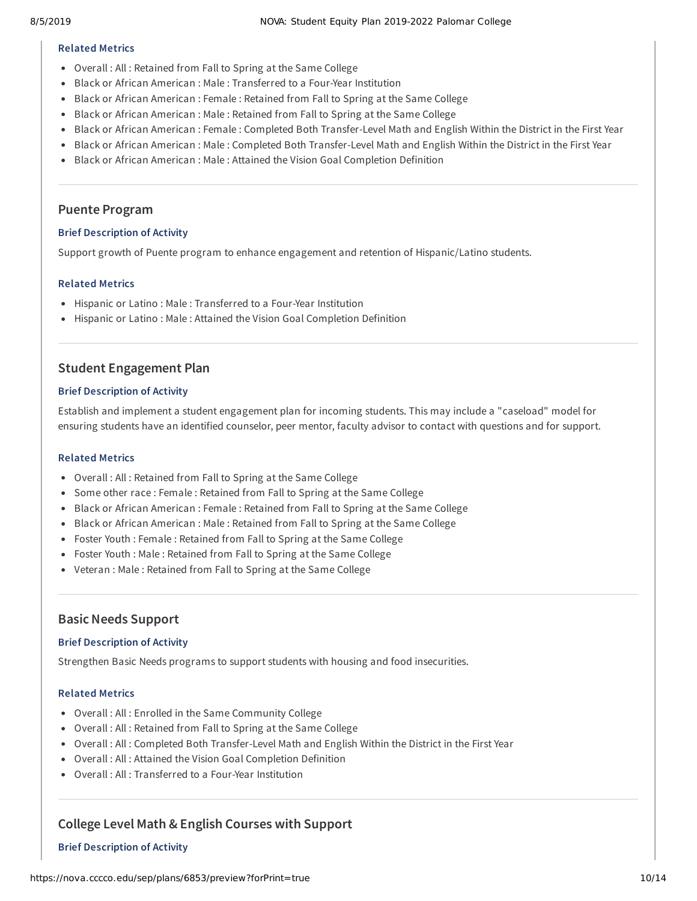#### Related Metrics

- Overall : All : Retained from Fall to Spring at the Same College
- Black or African American : Male : Transferred to a Four-Year Institution
- Black or African American : Female : Retained from Fall to Spring at the Same College
- Black or African American : Male : Retained from Fall to Spring at the Same College
- Black or African American : Female : Completed Both Transfer-Level Math and English Within the District in the First Year
- Black or African American : Male : Completed Both Transfer-Level Math and English Within the District in the First Year
- Black or African American : Male : Attained the Vision Goal Completion Definition

---

### Puente Program

#### Brief Description of Activity

Support growth of Puente program to enhance engagement and retention of Hispanic/Latino students.

#### Related Metrics

- Hispanic or Latino : Male : Transferred to a Four-Year Institution
- Hispanic or Latino : Male : Attained the Vision Goal Completion Definition

---

### Student Engagement Plan

#### Brief Description of Activity

Establish and implement a student engagement plan for incoming students. This may include a "caseload" model for ensuring students have an identified counselor, peer mentor, faculty advisor to contact with questions and for support.

#### Related Metrics

- Overall : All : Retained from Fall to Spring at the Same College
- Some other race : Female : Retained from Fall to Spring at the Same College
- Black or African American : Female : Retained from Fall to Spring at the Same College
- Black or African American : Male : Retained from Fall to Spring at the Same College
- Foster Youth : Female : Retained from Fall to Spring at the Same College
- Foster Youth : Male : Retained from Fall to Spring at the Same College
- Veteran : Male : Retained from Fall to Spring at the Same College

---

### Basic Needs Support

#### Brief Description of Activity

Strengthen Basic Needs programs to support students with housing and food insecurities.

#### Related Metrics

- Overall : All : Enrolled in the Same Community College
- Overall : All : Retained from Fall to Spring at the Same College
- Overall : All : Completed Both Transfer-Level Math and English Within the District in the First Year
- Overall : All : Attained the Vision Goal Completion Definition
- Overall : All : Transferred to a Four-Year Institution

---

### College Level Math & English Courses with Support

#### Brief Description of Activity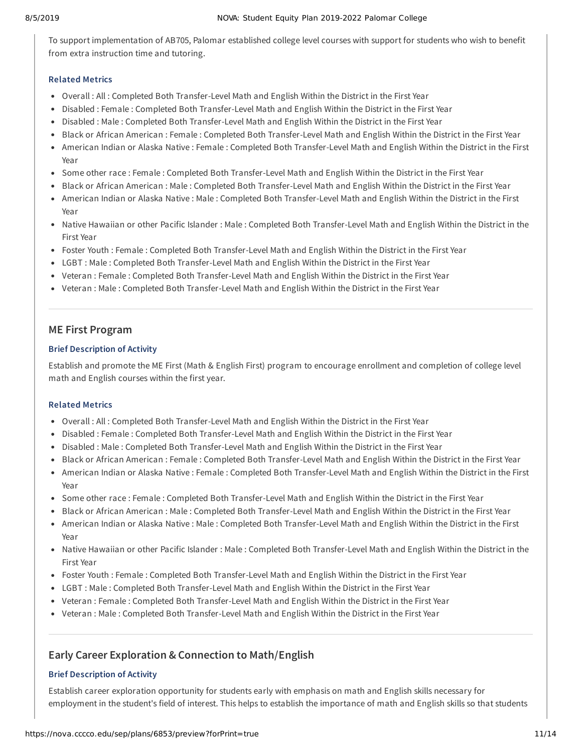To support implementation of AB705, Palomar established college level courses with support for students who wish to benefit from extra instruction time and tutoring.

#### Related Metrics

- Overall : All : Completed Both Transfer-Level Math and English Within the District in the First Year
- Disabled : Female : Completed Both Transfer-Level Math and English Within the District in the First Year
- Disabled : Male : Completed Both Transfer-Level Math and English Within the District in the First Year
- Black or African American : Female : Completed Both Transfer-Level Math and English Within the District in the First Year
- American Indian or Alaska Native : Female : Completed Both Transfer-Level Math and English Within the District in the First Year
- Some other race : Female : Completed Both Transfer-Level Math and English Within the District in the First Year
- Black or African American : Male : Completed Both Transfer-Level Math and English Within the District in the First Year
- American Indian or Alaska Native : Male : Completed Both Transfer-Level Math and English Within the District in the First Year
- Native Hawaiian or other Pacific Islander : Male : Completed Both Transfer-Level Math and English Within the District in the First Year
- Foster Youth : Female : Completed Both Transfer-Level Math and English Within the District in the First Year
- LGBT : Male : Completed Both Transfer-Level Math and English Within the District in the First Year
- Veteran : Female : Completed Both Transfer-Level Math and English Within the District in the First Year
- Veteran : Male : Completed Both Transfer-Level Math and English Within the District in the First Year

---

### ME First Program

#### Brief Description of Activity

Establish and promote the ME First (Math & English First) program to encourage enrollment and completion of college level math and English courses within the first year.

#### Related Metrics

- Overall : All : Completed Both Transfer-Level Math and English Within the District in the First Year
- Disabled : Female : Completed Both Transfer-Level Math and English Within the District in the First Year
- Disabled : Male : Completed Both Transfer-Level Math and English Within the District in the First Year
- Black or African American : Female : Completed Both Transfer-Level Math and English Within the District in the First Year
- American Indian or Alaska Native : Female : Completed Both Transfer-Level Math and English Within the District in the First Year
- Some other race : Female : Completed Both Transfer-Level Math and English Within the District in the First Year
- Black or African American : Male : Completed Both Transfer-Level Math and English Within the District in the First Year
- American Indian or Alaska Native : Male : Completed Both Transfer-Level Math and English Within the District in the First Year
- Native Hawaiian or other Pacific Islander : Male : Completed Both Transfer-Level Math and English Within the District in the First Year
- Foster Youth : Female : Completed Both Transfer-Level Math and English Within the District in the First Year
- LGBT : Male : Completed Both Transfer-Level Math and English Within the District in the First Year
- Veteran : Female : Completed Both Transfer-Level Math and English Within the District in the First Year
- Veteran : Male : Completed Both Transfer-Level Math and English Within the District in the First Year

---

### Early Career Exploration & Connection to Math/English

#### Brief Description of Activity

Establish career exploration opportunity for students early with emphasis on math and English skills necessary for employment in the student's field of interest. This helps to establish the importance of math and English skills so that students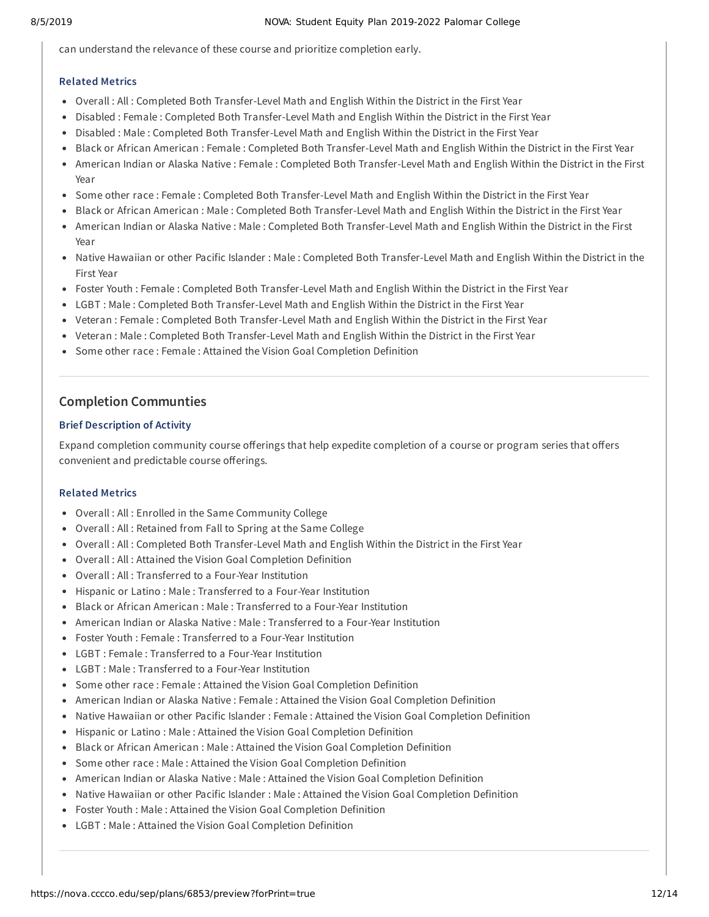can understand the relevance of these course and prioritize completion early.

#### Related Metrics

- Overall : All : Completed Both Transfer-Level Math and English Within the District in the First Year
- Disabled : Female : Completed Both Transfer-Level Math and English Within the District in the First Year
- Disabled : Male : Completed Both Transfer-Level Math and English Within the District in the First Year
- Black or African American : Female : Completed Both Transfer-Level Math and English Within the District in the First Year
- American Indian or Alaska Native : Female : Completed Both Transfer-Level Math and English Within the District in the First Year
- Some other race : Female : Completed Both Transfer-Level Math and English Within the District in the First Year
- Black or African American : Male : Completed Both Transfer-Level Math and English Within the District in the First Year
- American Indian or Alaska Native : Male : Completed Both Transfer-Level Math and English Within the District in the First Year
- Native Hawaiian or other Pacific Islander : Male : Completed Both Transfer-Level Math and English Within the District in the First Year
- Foster Youth : Female : Completed Both Transfer-Level Math and English Within the District in the First Year
- LGBT : Male : Completed Both Transfer-Level Math and English Within the District in the First Year
- Veteran : Female : Completed Both Transfer-Level Math and English Within the District in the First Year
- Veteran : Male : Completed Both Transfer-Level Math and English Within the District in the First Year
- Some other race : Female : Attained the Vision Goal Completion Definition

### Completion Communties

#### Brief Description of Activity

Expand completion community course offerings that help expedite completion of a course or program series that offers convenient and predictable course offerings.

#### Related Metrics

- Overall : All : Enrolled in the Same Community College
- Overall : All : Retained from Fall to Spring at the Same College
- Overall : All : Completed Both Transfer-Level Math and English Within the District in the First Year
- Overall : All : Attained the Vision Goal Completion Definition
- Overall : All : Transferred to a Four-Year Institution
- Hispanic or Latino : Male : Transferred to a Four-Year Institution
- Black or African American : Male : Transferred to a Four-Year Institution
- American Indian or Alaska Native : Male : Transferred to a Four-Year Institution
- Foster Youth : Female : Transferred to a Four-Year Institution
- LGBT : Female : Transferred to a Four-Year Institution
- LGBT : Male : Transferred to a Four-Year Institution
- Some other race : Female : Attained the Vision Goal Completion Definition
- American Indian or Alaska Native : Female : Attained the Vision Goal Completion Definition
- Native Hawaiian or other Pacific Islander : Female : Attained the Vision Goal Completion Definition
- Hispanic or Latino : Male : Attained the Vision Goal Completion Definition
- Black or African American : Male : Attained the Vision Goal Completion Definition
- Some other race : Male : Attained the Vision Goal Completion Definition
- American Indian or Alaska Native : Male : Attained the Vision Goal Completion Definition
- Native Hawaiian or other Pacific Islander : Male : Attained the Vision Goal Completion Definition
- Foster Youth : Male : Attained the Vision Goal Completion Definition
- LGBT : Male : Attained the Vision Goal Completion Definition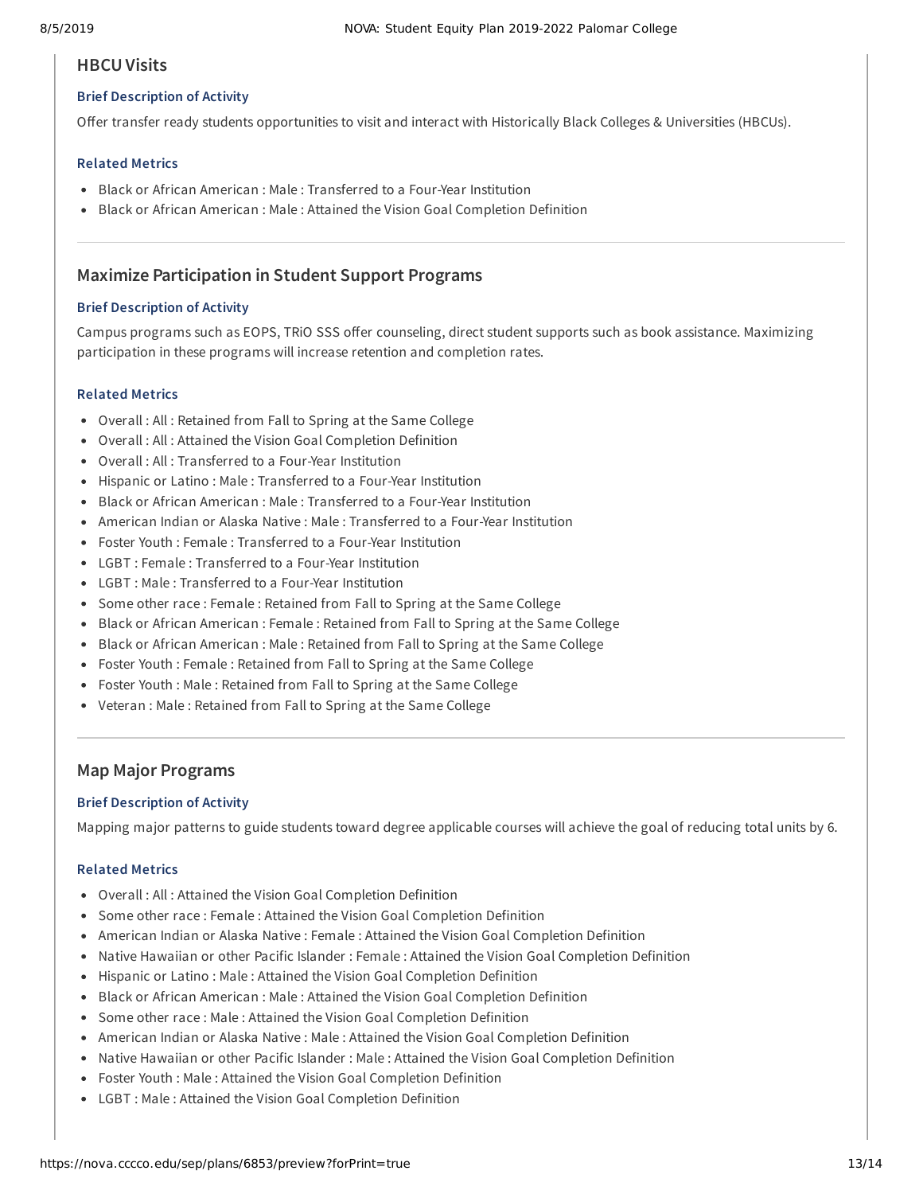## HBCU Visits

### Brief Description of Activity

Offer transfer ready students opportunities to visit and interact with Historically Black Colleges & Universities (HBCUs).

### Related Metrics

- Black or African American : Male : Transferred to a Four-Year Institution
- Black or African American : Male : Attained the Vision Goal Completion Definition

---

## Maximize Participation in Student Support Programs

### Brief Description of Activity

Campus programs such as EOPS, TRiO SSS offer counseling, direct student supports such as book assistance. Maximizing participation in these programs will increase retention and completion rates.

### Related Metrics

- Overall : All : Retained from Fall to Spring at the Same College
- Overall : All : Attained the Vision Goal Completion Definition
- Overall : All : Transferred to a Four-Year Institution
- Hispanic or Latino : Male : Transferred to a Four-Year Institution
- Black or African American : Male : Transferred to a Four-Year Institution
- American Indian or Alaska Native : Male : Transferred to a Four-Year Institution
- Foster Youth : Female : Transferred to a Four-Year Institution
- LGBT : Female : Transferred to a Four-Year Institution
- LGBT : Male : Transferred to a Four-Year Institution
- Some other race : Female : Retained from Fall to Spring at the Same College
- Black or African American : Female : Retained from Fall to Spring at the Same College
- Black or African American : Male : Retained from Fall to Spring at the Same College
- Foster Youth : Female : Retained from Fall to Spring at the Same College
- Foster Youth : Male : Retained from Fall to Spring at the Same College
- Veteran : Male : Retained from Fall to Spring at the Same College

---

## Map Major Programs

### Brief Description of Activity

Mapping major patterns to guide students toward degree applicable courses will achieve the goal of reducing total units by 6.

### Related Metrics

- Overall : All : Attained the Vision Goal Completion Definition
- Some other race : Female : Attained the Vision Goal Completion Definition
- American Indian or Alaska Native : Female : Attained the Vision Goal Completion Definition
- Native Hawaiian or other Pacific Islander : Female : Attained the Vision Goal Completion Definition
- Hispanic or Latino : Male : Attained the Vision Goal Completion Definition
- Black or African American : Male : Attained the Vision Goal Completion Definition
- Some other race : Male : Attained the Vision Goal Completion Definition
- American Indian or Alaska Native : Male : Attained the Vision Goal Completion Definition
- Native Hawaiian or other Pacific Islander : Male : Attained the Vision Goal Completion Definition
- Foster Youth : Male : Attained the Vision Goal Completion Definition
- LGBT : Male : Attained the Vision Goal Completion Definition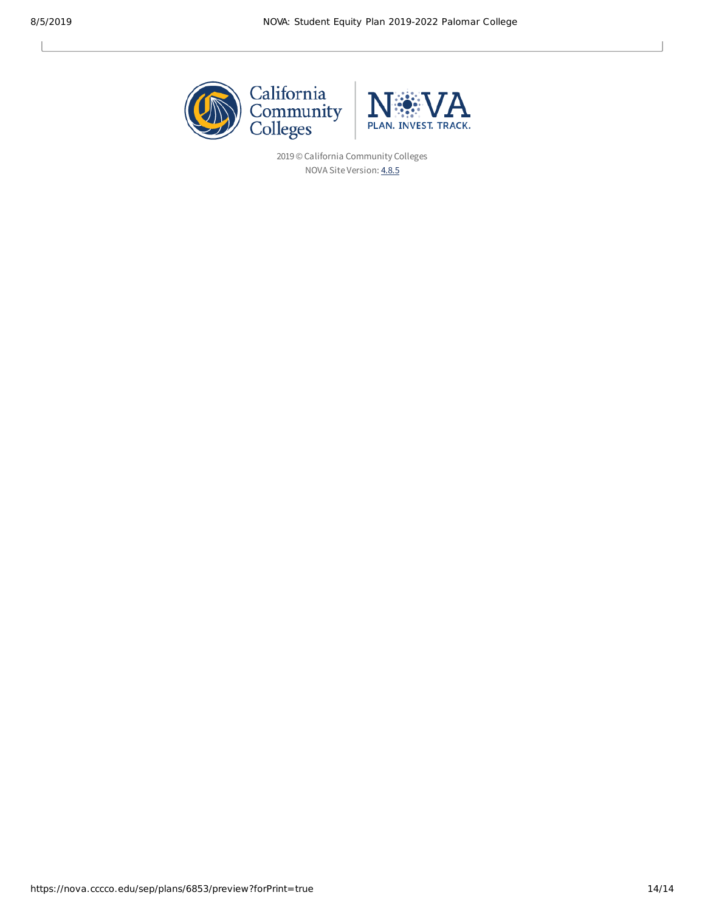2019 © California Community Colleges
NOVA Site Version: 4.8.5